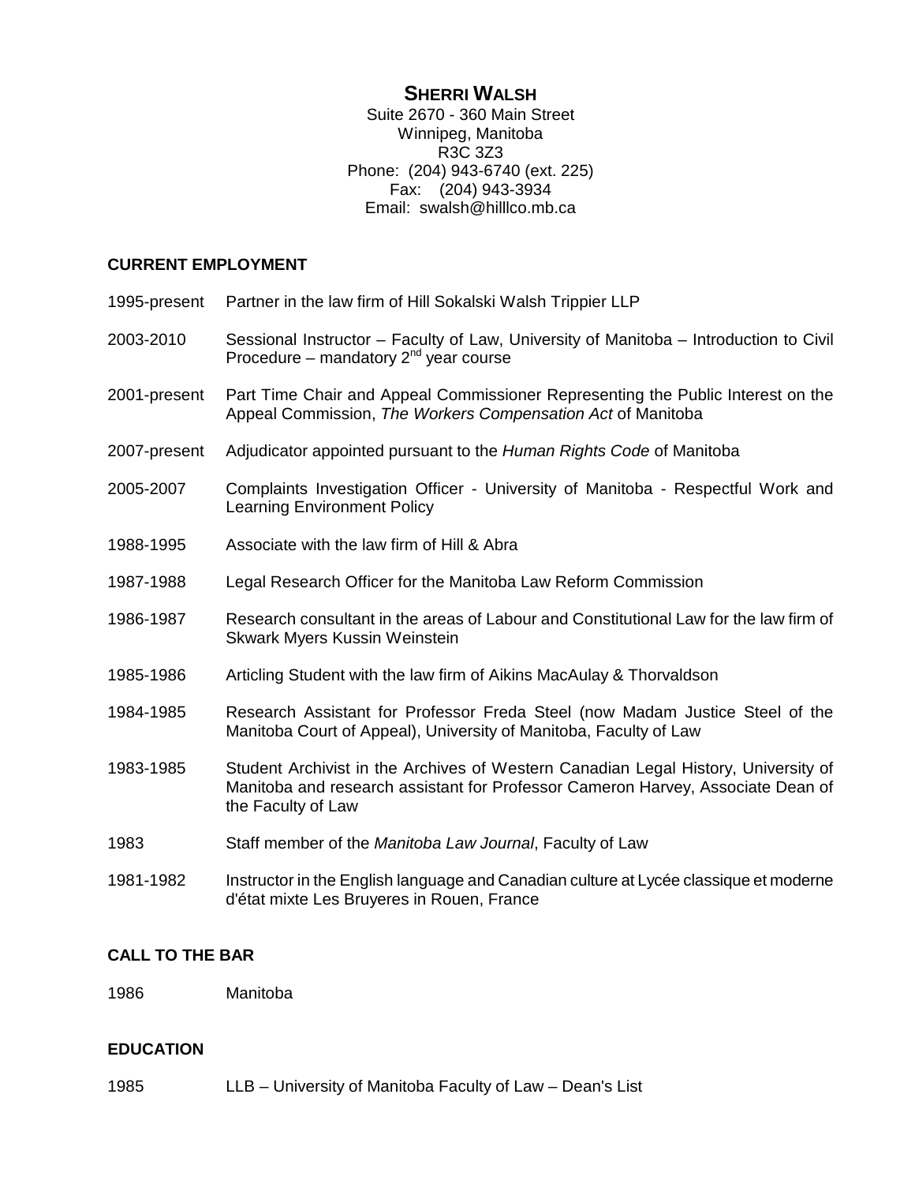# SHERRI WALSH

Suite 2670 - 360 Main Street
Winnipeg, Manitoba
R3C 3Z3
Phone: (204) 943-6740 (ext. 225)
Fax: (204) 943-3934
Email: swalsh@hilllco.mb.ca

## CURRENT EMPLOYMENT

| | |
|---|---|
| 1995-present | Partner in the law firm of Hill Sokalski Walsh Trippier LLP |
| 2003-2010 | Sessional Instructor – Faculty of Law, University of Manitoba – Introduction to Civil Procedure – mandatory 2nd year course |
| 2001-present | Part Time Chair and Appeal Commissioner Representing the Public Interest on the Appeal Commission, *The Workers Compensation Act* of Manitoba |
| 2007-present | Adjudicator appointed pursuant to the *Human Rights Code* of Manitoba |
| 2005-2007 | Complaints Investigation Officer - University of Manitoba - Respectful Work and Learning Environment Policy |
| 1988-1995 | Associate with the law firm of Hill & Abra |
| 1987-1988 | Legal Research Officer for the Manitoba Law Reform Commission |
| 1986-1987 | Research consultant in the areas of Labour and Constitutional Law for the law firm of Skwark Myers Kussin Weinstein |
| 1985-1986 | Articling Student with the law firm of Aikins MacAulay & Thorvaldson |
| 1984-1985 | Research Assistant for Professor Freda Steel (now Madam Justice Steel of the Manitoba Court of Appeal), University of Manitoba, Faculty of Law |
| 1983-1985 | Student Archivist in the Archives of Western Canadian Legal History, University of Manitoba and research assistant for Professor Cameron Harvey, Associate Dean of the Faculty of Law |
| 1983 | Staff member of the *Manitoba Law Journal*, Faculty of Law |
| 1981-1982 | Instructor in the English language and Canadian culture at Lycée classique et moderne d'état mixte Les Bruyeres in Rouen, France |

## CALL TO THE BAR

| | |
|---|---|
| 1986 | Manitoba |

## EDUCATION

| | |
|---|---|
| 1985 | LLB – University of Manitoba Faculty of Law – Dean's List |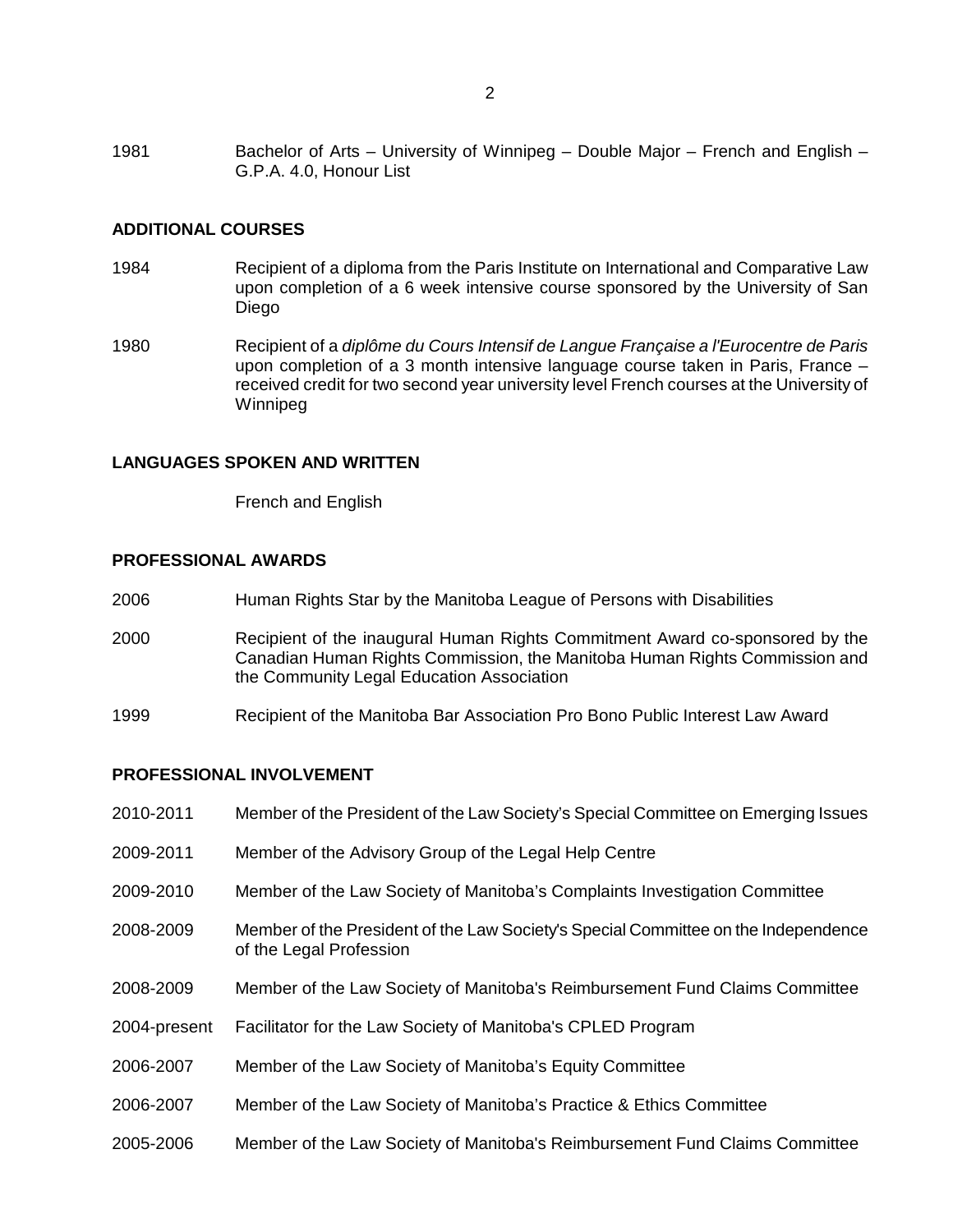1981 Bachelor of Arts – University of Winnipeg – Double Major – French and English – G.P.A. 4.0, Honour List

## ADDITIONAL COURSES

1984 Recipient of a diploma from the Paris Institute on International and Comparative Law upon completion of a 6 week intensive course sponsored by the University of San Diego

1980 Recipient of a *diplôme du Cours Intensif de Langue Française a l'Eurocentre de Paris* upon completion of a 3 month intensive language course taken in Paris, France – received credit for two second year university level French courses at the University of Winnipeg

## LANGUAGES SPOKEN AND WRITTEN

French and English

## PROFESSIONAL AWARDS

2006 Human Rights Star by the Manitoba League of Persons with Disabilities

2000 Recipient of the inaugural Human Rights Commitment Award co-sponsored by the Canadian Human Rights Commission, the Manitoba Human Rights Commission and the Community Legal Education Association

1999 Recipient of the Manitoba Bar Association Pro Bono Public Interest Law Award

## PROFESSIONAL INVOLVEMENT

2010-2011 Member of the President of the Law Society's Special Committee on Emerging Issues

2009-2011 Member of the Advisory Group of the Legal Help Centre

2009-2010 Member of the Law Society of Manitoba's Complaints Investigation Committee

2008-2009 Member of the President of the Law Society's Special Committee on the Independence of the Legal Profession

2008-2009 Member of the Law Society of Manitoba's Reimbursement Fund Claims Committee

2004-present Facilitator for the Law Society of Manitoba's CPLED Program

2006-2007 Member of the Law Society of Manitoba's Equity Committee

2006-2007 Member of the Law Society of Manitoba's Practice & Ethics Committee

2005-2006 Member of the Law Society of Manitoba's Reimbursement Fund Claims Committee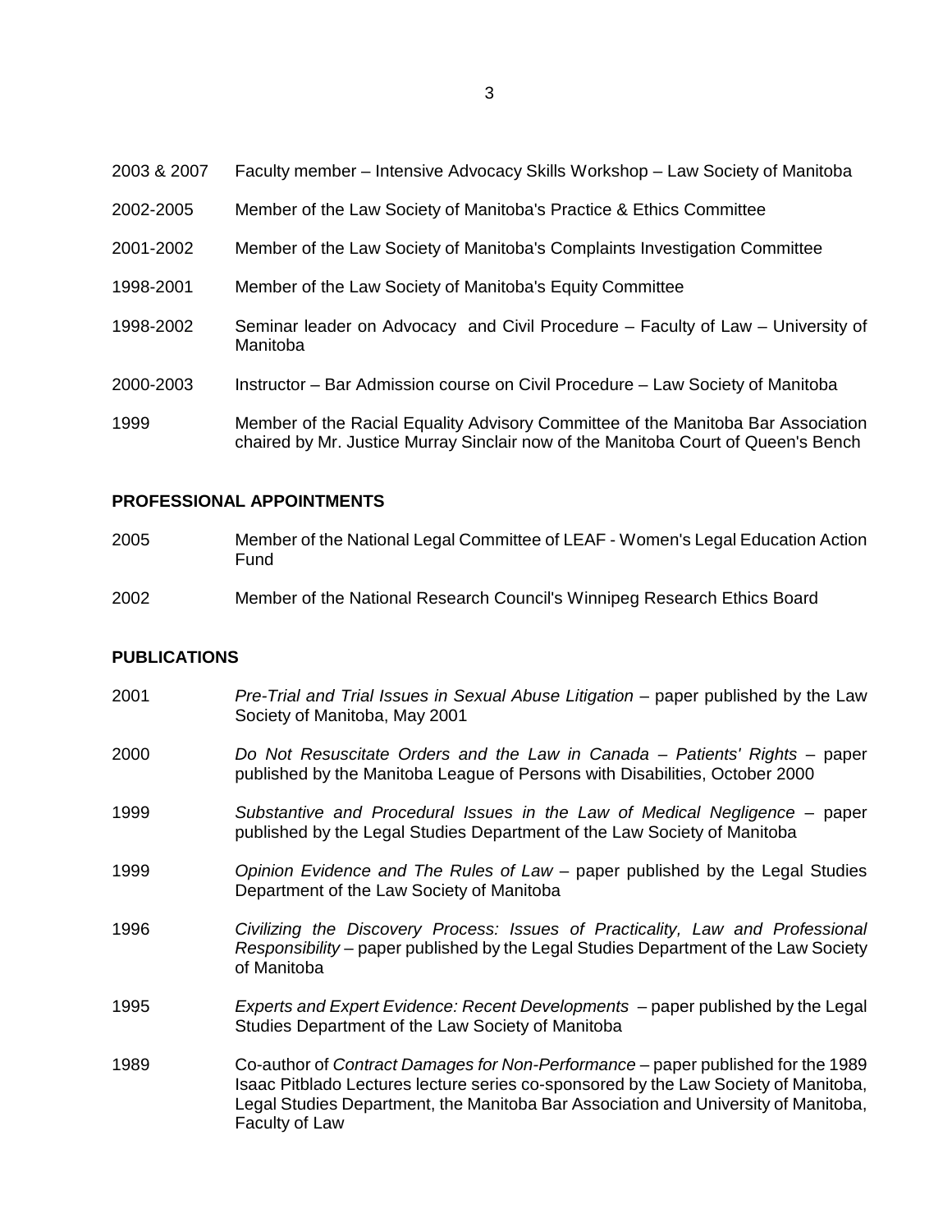| | |
|---|---|
| 2003 & 2007 | Faculty member – Intensive Advocacy Skills Workshop – Law Society of Manitoba |
| 2002-2005 | Member of the Law Society of Manitoba's Practice & Ethics Committee |
| 2001-2002 | Member of the Law Society of Manitoba's Complaints Investigation Committee |
| 1998-2001 | Member of the Law Society of Manitoba's Equity Committee |
| 1998-2002 | Seminar leader on Advocacy and Civil Procedure – Faculty of Law – University of Manitoba |
| 2000-2003 | Instructor – Bar Admission course on Civil Procedure – Law Society of Manitoba |
| 1999 | Member of the Racial Equality Advisory Committee of the Manitoba Bar Association chaired by Mr. Justice Murray Sinclair now of the Manitoba Court of Queen's Bench |

## PROFESSIONAL APPOINTMENTS

| | |
|---|---|
| 2005 | Member of the National Legal Committee of LEAF - Women's Legal Education Action Fund |
| 2002 | Member of the National Research Council's Winnipeg Research Ethics Board |

## PUBLICATIONS

| | |
|---|---|
| 2001 | *Pre-Trial and Trial Issues in Sexual Abuse Litigation* – paper published by the Law Society of Manitoba, May 2001 |
| 2000 | *Do Not Resuscitate Orders and the Law in Canada – Patients' Rights* – paper published by the Manitoba League of Persons with Disabilities, October 2000 |
| 1999 | *Substantive and Procedural Issues in the Law of Medical Negligence* – paper published by the Legal Studies Department of the Law Society of Manitoba |
| 1999 | *Opinion Evidence and The Rules of Law* – paper published by the Legal Studies Department of the Law Society of Manitoba |
| 1996 | *Civilizing the Discovery Process: Issues of Practicality, Law and Professional Responsibility* – paper published by the Legal Studies Department of the Law Society of Manitoba |
| 1995 | *Experts and Expert Evidence: Recent Developments* – paper published by the Legal Studies Department of the Law Society of Manitoba |
| 1989 | Co-author of *Contract Damages for Non-Performance* – paper published for the 1989 Isaac Pitblado Lectures lecture series co-sponsored by the Law Society of Manitoba, Legal Studies Department, the Manitoba Bar Association and University of Manitoba, Faculty of Law |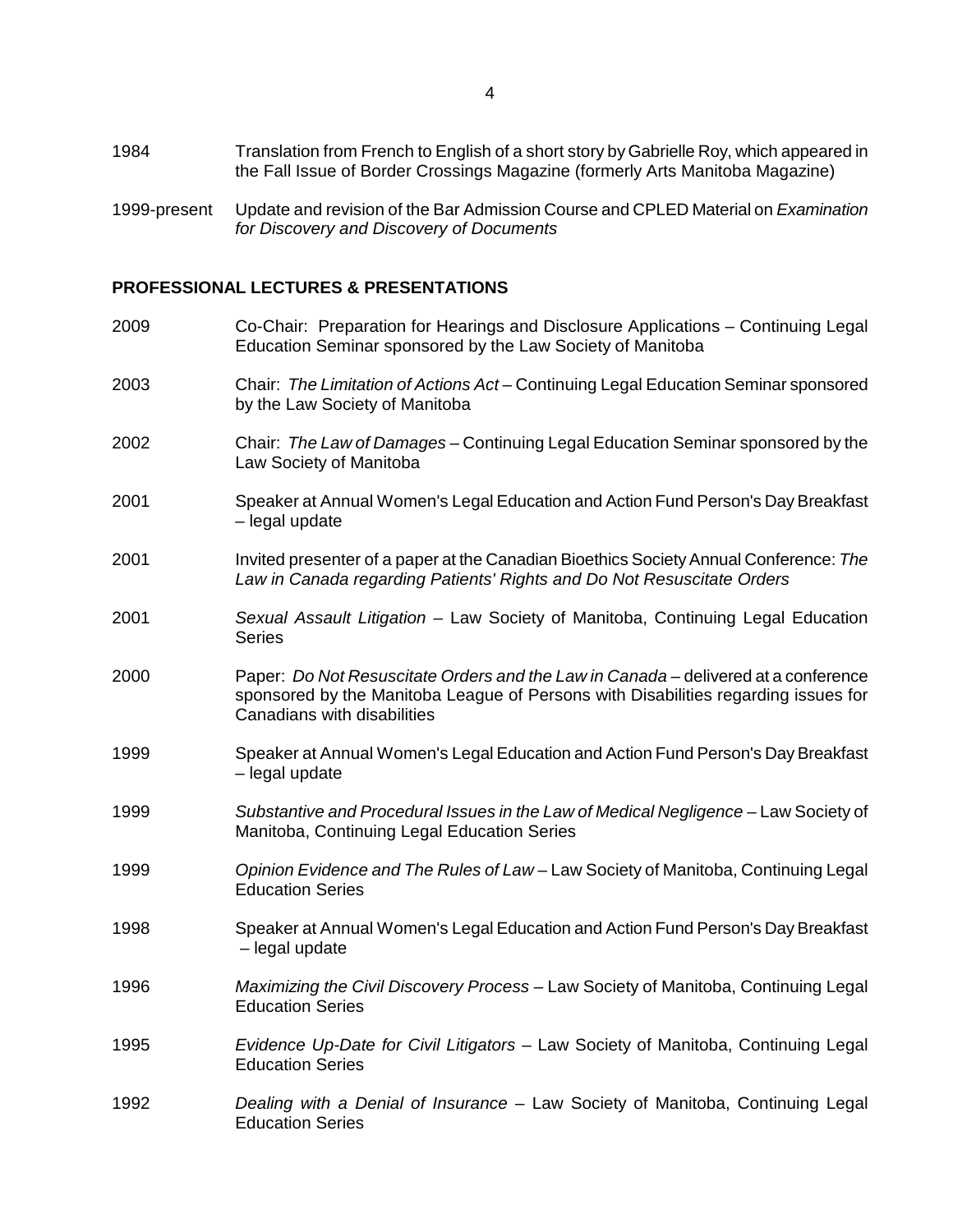1984 Translation from French to English of a short story by Gabrielle Roy, which appeared in the Fall Issue of Border Crossings Magazine (formerly Arts Manitoba Magazine)

1999-present Update and revision of the Bar Admission Course and CPLED Material on *Examination for Discovery and Discovery of Documents*

## PROFESSIONAL LECTURES & PRESENTATIONS

2009 Co-Chair: Preparation for Hearings and Disclosure Applications – Continuing Legal Education Seminar sponsored by the Law Society of Manitoba

2003 Chair: *The Limitation of Actions Act* – Continuing Legal Education Seminar sponsored by the Law Society of Manitoba

2002 Chair: *The Law of Damages* – Continuing Legal Education Seminar sponsored by the Law Society of Manitoba

2001 Speaker at Annual Women's Legal Education and Action Fund Person's Day Breakfast – legal update

2001 Invited presenter of a paper at the Canadian Bioethics Society Annual Conference: *The Law in Canada regarding Patients' Rights and Do Not Resuscitate Orders*

2001 *Sexual Assault Litigation* – Law Society of Manitoba, Continuing Legal Education Series

2000 Paper: *Do Not Resuscitate Orders and the Law in Canada* – delivered at a conference sponsored by the Manitoba League of Persons with Disabilities regarding issues for Canadians with disabilities

1999 Speaker at Annual Women's Legal Education and Action Fund Person's Day Breakfast – legal update

1999 *Substantive and Procedural Issues in the Law of Medical Negligence* – Law Society of Manitoba, Continuing Legal Education Series

1999 *Opinion Evidence and The Rules of Law* – Law Society of Manitoba, Continuing Legal Education Series

1998 Speaker at Annual Women's Legal Education and Action Fund Person's Day Breakfast – legal update

1996 *Maximizing the Civil Discovery Process* – Law Society of Manitoba, Continuing Legal Education Series

1995 *Evidence Up-Date for Civil Litigators* – Law Society of Manitoba, Continuing Legal Education Series

1992 *Dealing with a Denial of Insurance* – Law Society of Manitoba, Continuing Legal Education Series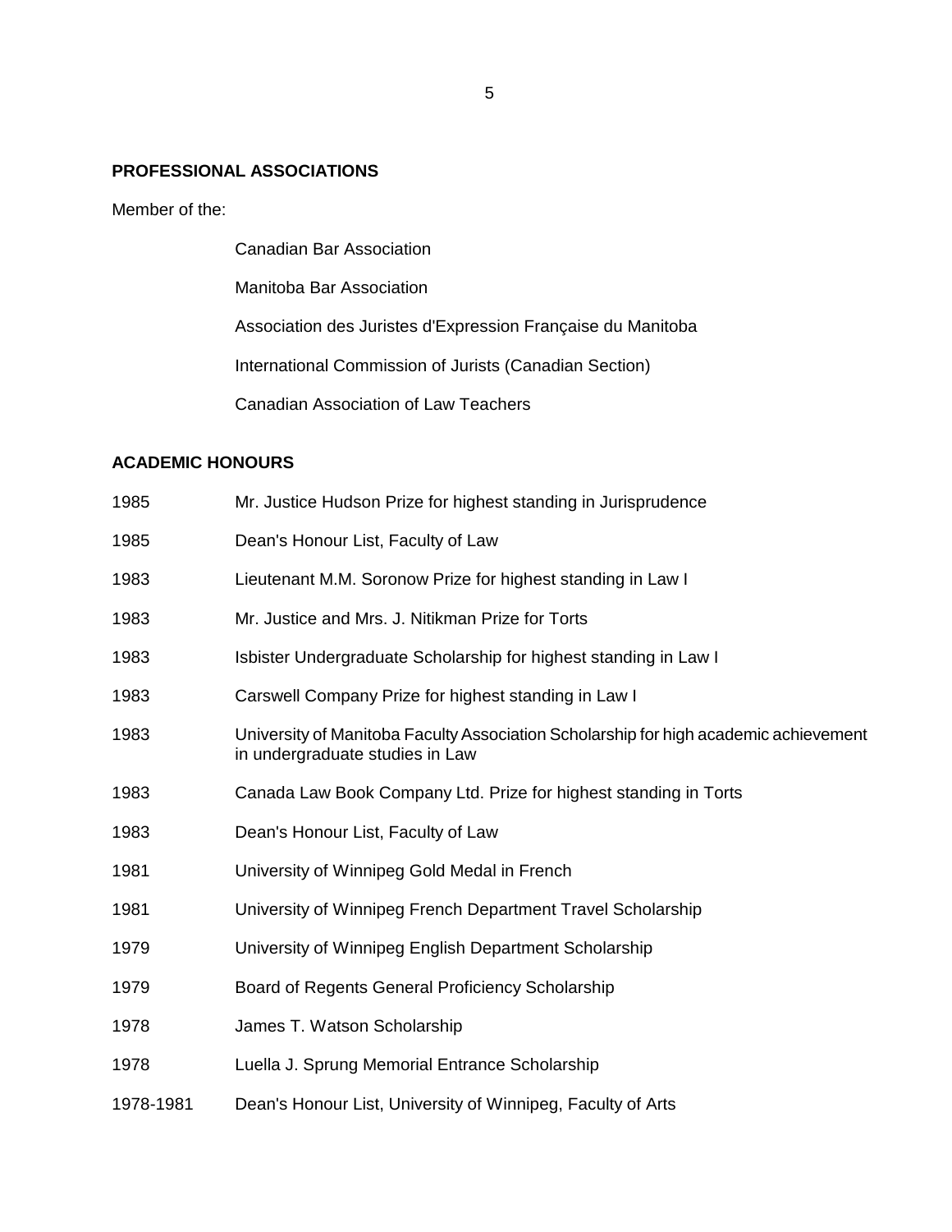## PROFESSIONAL ASSOCIATIONS

Member of the:

- Canadian Bar Association
- Manitoba Bar Association
- Association des Juristes d'Expression Française du Manitoba
- International Commission of Jurists (Canadian Section)
- Canadian Association of Law Teachers

## ACADEMIC HONOURS

| | |
|---|---|
| 1985 | Mr. Justice Hudson Prize for highest standing in Jurisprudence |
| 1985 | Dean's Honour List, Faculty of Law |
| 1983 | Lieutenant M.M. Soronow Prize for highest standing in Law I |
| 1983 | Mr. Justice and Mrs. J. Nitikman Prize for Torts |
| 1983 | Isbister Undergraduate Scholarship for highest standing in Law I |
| 1983 | Carswell Company Prize for highest standing in Law I |
| 1983 | University of Manitoba Faculty Association Scholarship for high academic achievement in undergraduate studies in Law |
| 1983 | Canada Law Book Company Ltd. Prize for highest standing in Torts |
| 1983 | Dean's Honour List, Faculty of Law |
| 1981 | University of Winnipeg Gold Medal in French |
| 1981 | University of Winnipeg French Department Travel Scholarship |
| 1979 | University of Winnipeg English Department Scholarship |
| 1979 | Board of Regents General Proficiency Scholarship |
| 1978 | James T. Watson Scholarship |
| 1978 | Luella J. Sprung Memorial Entrance Scholarship |
| 1978-1981 | Dean's Honour List, University of Winnipeg, Faculty of Arts |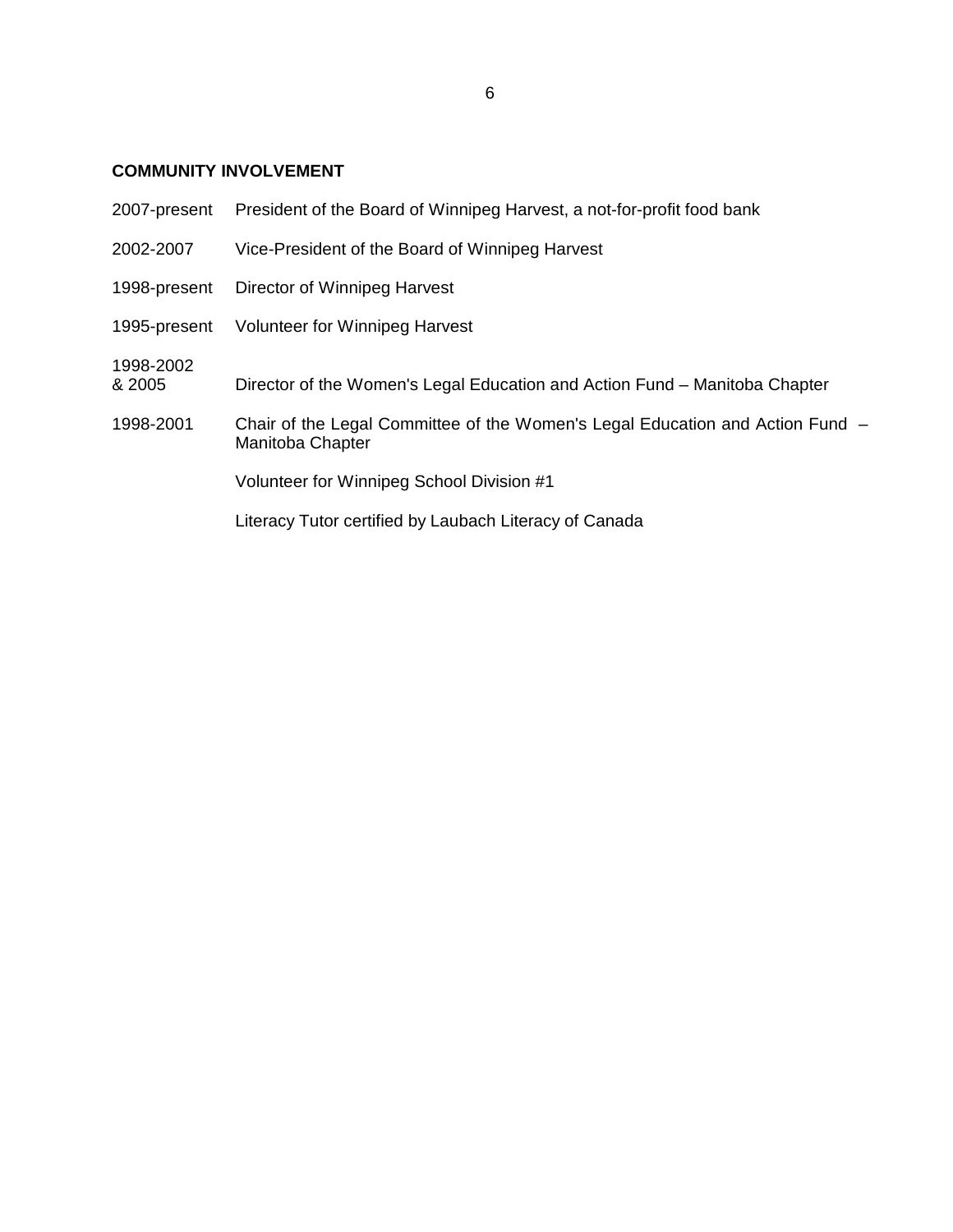**COMMUNITY INVOLVEMENT**

| | |
|---|---|
| 2007-present | President of the Board of Winnipeg Harvest, a not-for-profit food bank |
| 2002-2007 | Vice-President of the Board of Winnipeg Harvest |
| 1998-present | Director of Winnipeg Harvest |
| 1995-present | Volunteer for Winnipeg Harvest |
| 1998-2002 & 2005 | Director of the Women's Legal Education and Action Fund – Manitoba Chapter |
| 1998-2001 | Chair of the Legal Committee of the Women's Legal Education and Action Fund – Manitoba Chapter |
| | Volunteer for Winnipeg School Division #1 |
| | Literacy Tutor certified by Laubach Literacy of Canada |